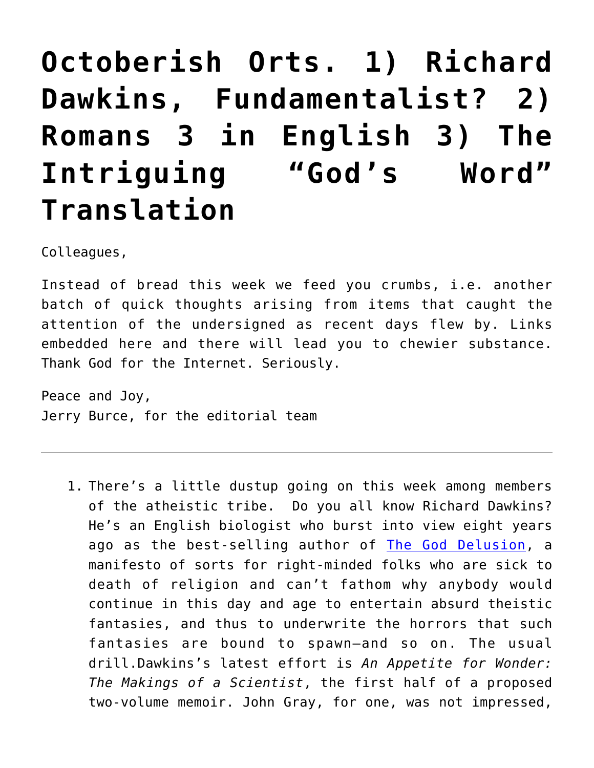# Octoberish Orts. 1) Richard Dawkins, Fundamentalist? 2) Romans 3 in English 3) The Intriguing "God's Word" Translation

Colleagues,

Instead of bread this week we feed you crumbs, i.e. another batch of quick thoughts arising from items that caught the attention of the undersigned as recent days flew by. Links embedded here and there will lead you to chewier substance. Thank God for the Internet. Seriously.

Peace and Joy,
Jerry Burce, for the editorial team

---

1. There's a little dustup going on this week among members of the atheistic tribe. Do you all know Richard Dawkins? He's an English biologist who burst into view eight years ago as the best-selling author of The God Delusion, a manifesto of sorts for right-minded folks who are sick to death of religion and can't fathom why anybody would continue in this day and age to entertain absurd theistic fantasies, and thus to underwrite the horrors that such fantasies are bound to spawn—and so on. The usual drill.Dawkins's latest effort is *An Appetite for Wonder: The Makings of a Scientist*, the first half of a proposed two-volume memoir. John Gray, for one, was not impressed,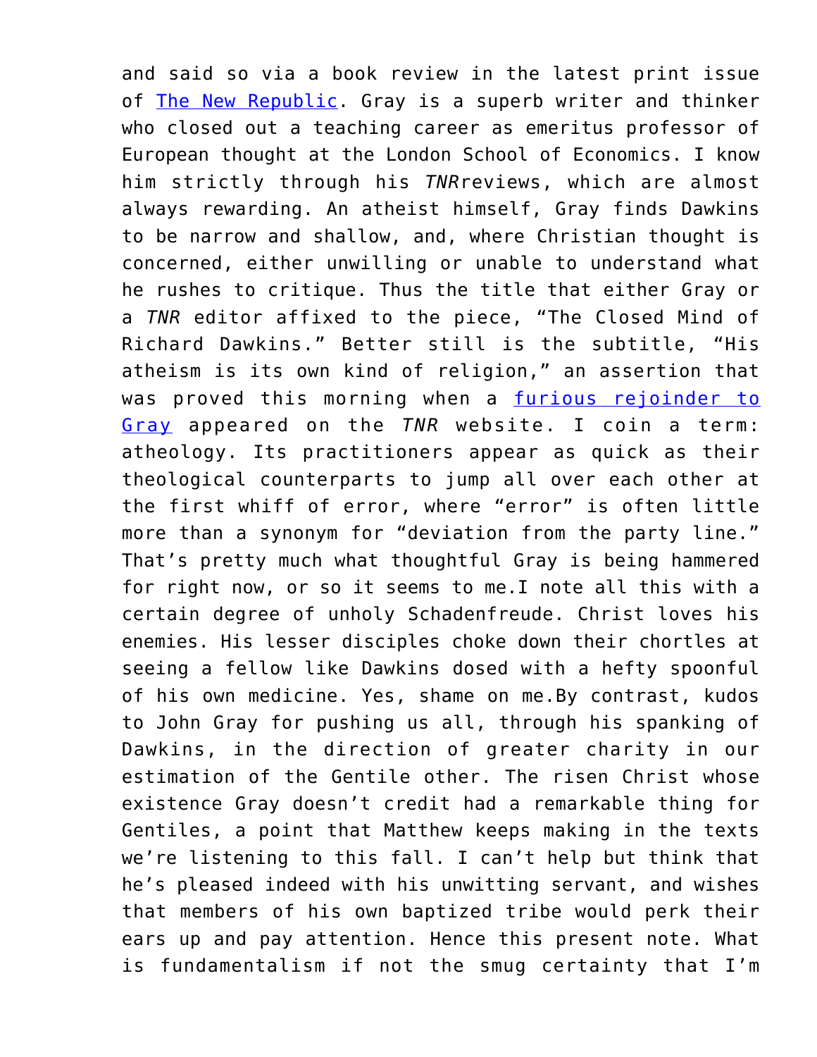and said so via a book review in the latest print issue of [The New Republic](). Gray is a superb writer and thinker who closed out a teaching career as emeritus professor of European thought at the London School of Economics. I know him strictly through his *TNR*reviews, which are almost always rewarding. An atheist himself, Gray finds Dawkins to be narrow and shallow, and, where Christian thought is concerned, either unwilling or unable to understand what he rushes to critique. Thus the title that either Gray or a *TNR* editor affixed to the piece, "The Closed Mind of Richard Dawkins." Better still is the subtitle, "His atheism is its own kind of religion," an assertion that was proved this morning when a [furious rejoinder to Gray]() appeared on the *TNR* website. I coin a term: atheology. Its practitioners appear as quick as their theological counterparts to jump all over each other at the first whiff of error, where "error" is often little more than a synonym for "deviation from the party line." That's pretty much what thoughtful Gray is being hammered for right now, or so it seems to me.I note all this with a certain degree of unholy Schadenfreude. Christ loves his enemies. His lesser disciples choke down their chortles at seeing a fellow like Dawkins dosed with a hefty spoonful of his own medicine. Yes, shame on me.By contrast, kudos to John Gray for pushing us all, through his spanking of Dawkins, in the direction of greater charity in our estimation of the Gentile other. The risen Christ whose existence Gray doesn't credit had a remarkable thing for Gentiles, a point that Matthew keeps making in the texts we're listening to this fall. I can't help but think that he's pleased indeed with his unwitting servant, and wishes that members of his own baptized tribe would perk their ears up and pay attention. Hence this present note. What is fundamentalism if not the smug certainty that I'm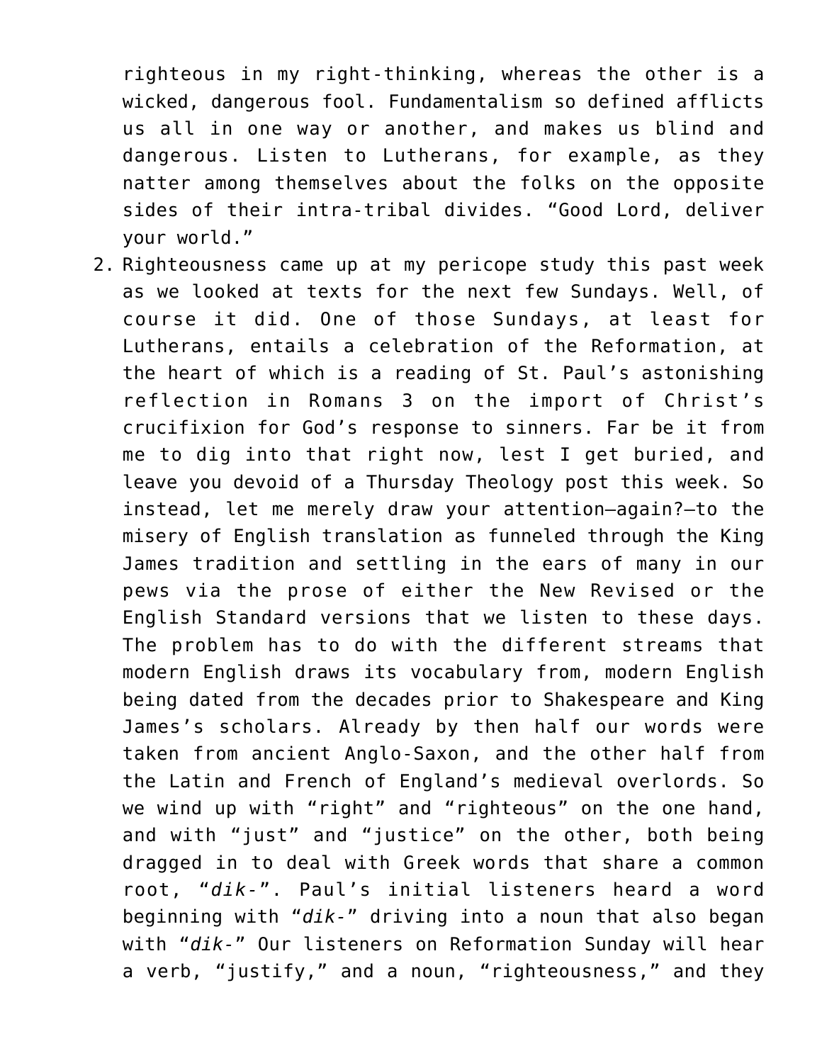righteous in my right-thinking, whereas the other is a wicked, dangerous fool. Fundamentalism so defined afflicts us all in one way or another, and makes us blind and dangerous. Listen to Lutherans, for example, as they natter among themselves about the folks on the opposite sides of their intra-tribal divides. "Good Lord, deliver your world."

2. Righteousness came up at my pericope study this past week as we looked at texts for the next few Sundays. Well, of course it did. One of those Sundays, at least for Lutherans, entails a celebration of the Reformation, at the heart of which is a reading of St. Paul's astonishing reflection in Romans 3 on the import of Christ's crucifixion for God's response to sinners. Far be it from me to dig into that right now, lest I get buried, and leave you devoid of a Thursday Theology post this week. So instead, let me merely draw your attention—again?—to the misery of English translation as funneled through the King James tradition and settling in the ears of many in our pews via the prose of either the New Revised or the English Standard versions that we listen to these days. The problem has to do with the different streams that modern English draws its vocabulary from, modern English being dated from the decades prior to Shakespeare and King James's scholars. Already by then half our words were taken from ancient Anglo-Saxon, and the other half from the Latin and French of England's medieval overlords. So we wind up with "right" and "righteous" on the one hand, and with "just" and "justice" on the other, both being dragged in to deal with Greek words that share a common root, "*dik-*". Paul's initial listeners heard a word beginning with "*dik-*" driving into a noun that also began with "*dik-*" Our listeners on Reformation Sunday will hear a verb, "justify," and a noun, "righteousness," and they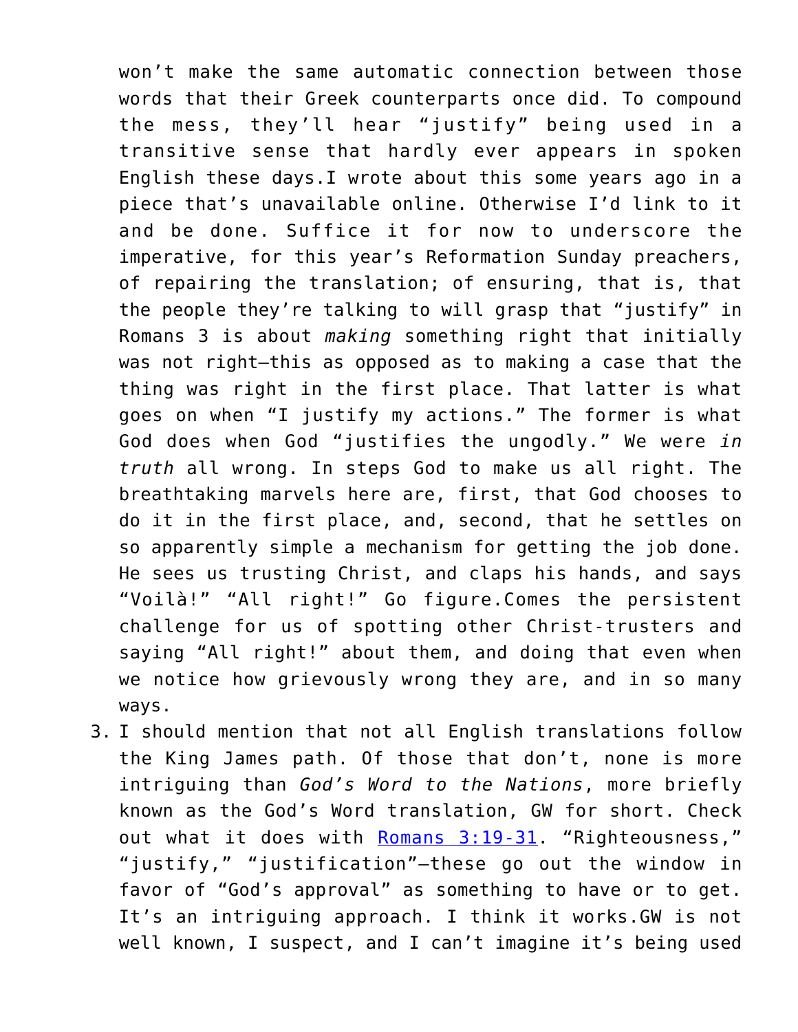won't make the same automatic connection between those words that their Greek counterparts once did. To compound the mess, they'll hear "justify" being used in a transitive sense that hardly ever appears in spoken English these days.I wrote about this some years ago in a piece that's unavailable online. Otherwise I'd link to it and be done. Suffice it for now to underscore the imperative, for this year's Reformation Sunday preachers, of repairing the translation; of ensuring, that is, that the people they're talking to will grasp that "justify" in Romans 3 is about *making* something right that initially was not right—this as opposed as to making a case that the thing was right in the first place. That latter is what goes on when "I justify my actions." The former is what God does when God "justifies the ungodly." We were *in truth* all wrong. In steps God to make us all right. The breathtaking marvels here are, first, that God chooses to do it in the first place, and, second, that he settles on so apparently simple a mechanism for getting the job done. He sees us trusting Christ, and claps his hands, and says "Voilà!" "All right!" Go figure.Comes the persistent challenge for us of spotting other Christ-trusters and saying "All right!" about them, and doing that even when we notice how grievously wrong they are, and in so many ways.

3. I should mention that not all English translations follow the King James path. Of those that don't, none is more intriguing than *God's Word to the Nations*, more briefly known as the God's Word translation, GW for short. Check out what it does with [Romans 3:19-31](). "Righteousness," "justify," "justification"—these go out the window in favor of "God's approval" as something to have or to get. It's an intriguing approach. I think it works.GW is not well known, I suspect, and I can't imagine it's being used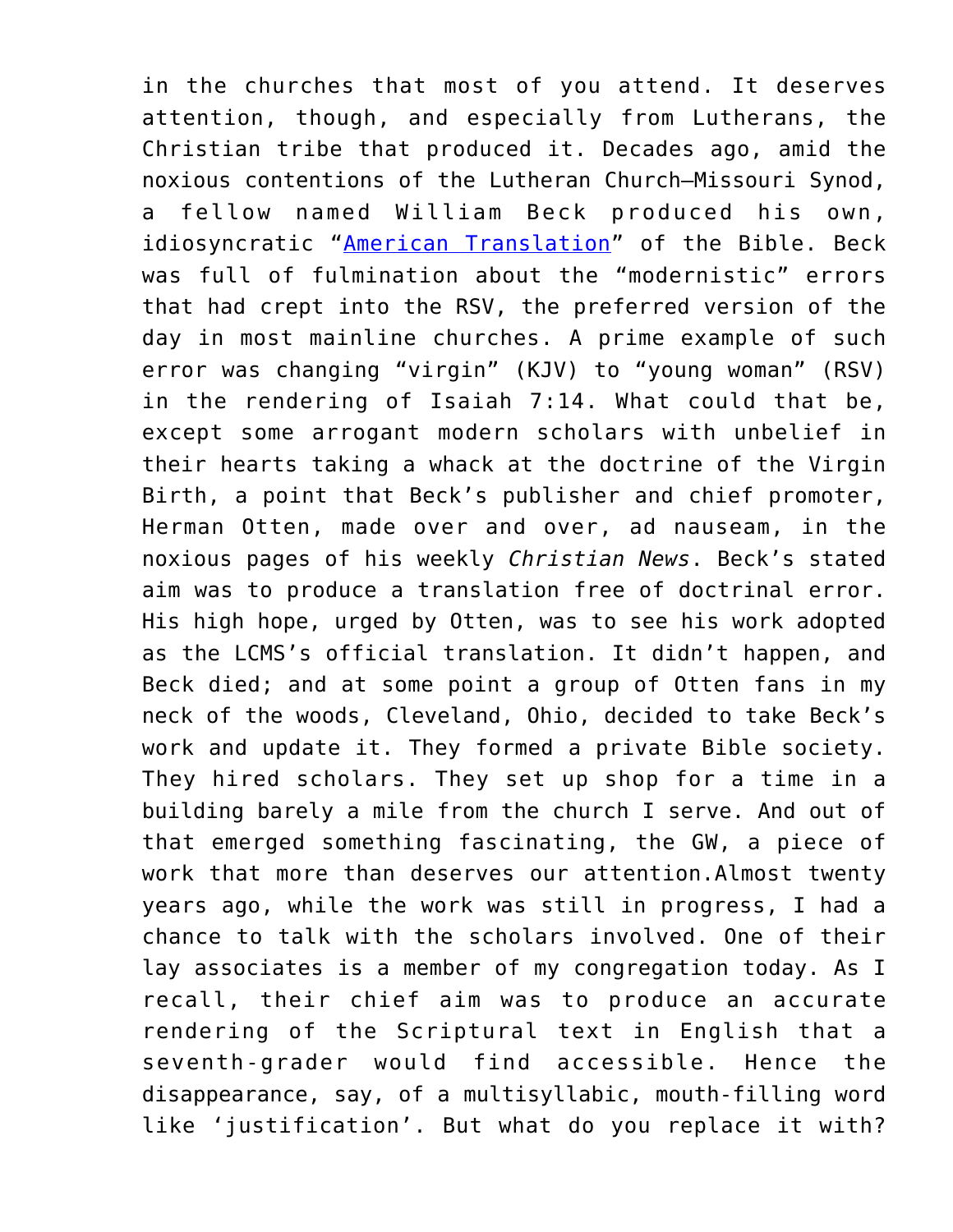in the churches that most of you attend. It deserves attention, though, and especially from Lutherans, the Christian tribe that produced it. Decades ago, amid the noxious contentions of the Lutheran Church–Missouri Synod, a fellow named William Beck produced his own, idiosyncratic "[American Translation](#)" of the Bible. Beck was full of fulmination about the "modernistic" errors that had crept into the RSV, the preferred version of the day in most mainline churches. A prime example of such error was changing "virgin" (KJV) to "young woman" (RSV) in the rendering of Isaiah 7:14. What could that be, except some arrogant modern scholars with unbelief in their hearts taking a whack at the doctrine of the Virgin Birth, a point that Beck's publisher and chief promoter, Herman Otten, made over and over, ad nauseam, in the noxious pages of his weekly *Christian News*. Beck's stated aim was to produce a translation free of doctrinal error. His high hope, urged by Otten, was to see his work adopted as the LCMS's official translation. It didn't happen, and Beck died; and at some point a group of Otten fans in my neck of the woods, Cleveland, Ohio, decided to take Beck's work and update it. They formed a private Bible society. They hired scholars. They set up shop for a time in a building barely a mile from the church I serve. And out of that emerged something fascinating, the GW, a piece of work that more than deserves our attention.Almost twenty years ago, while the work was still in progress, I had a chance to talk with the scholars involved. One of their lay associates is a member of my congregation today. As I recall, their chief aim was to produce an accurate rendering of the Scriptural text in English that a seventh-grader would find accessible. Hence the disappearance, say, of a multisyllabic, mouth-filling word like 'justification'. But what do you replace it with?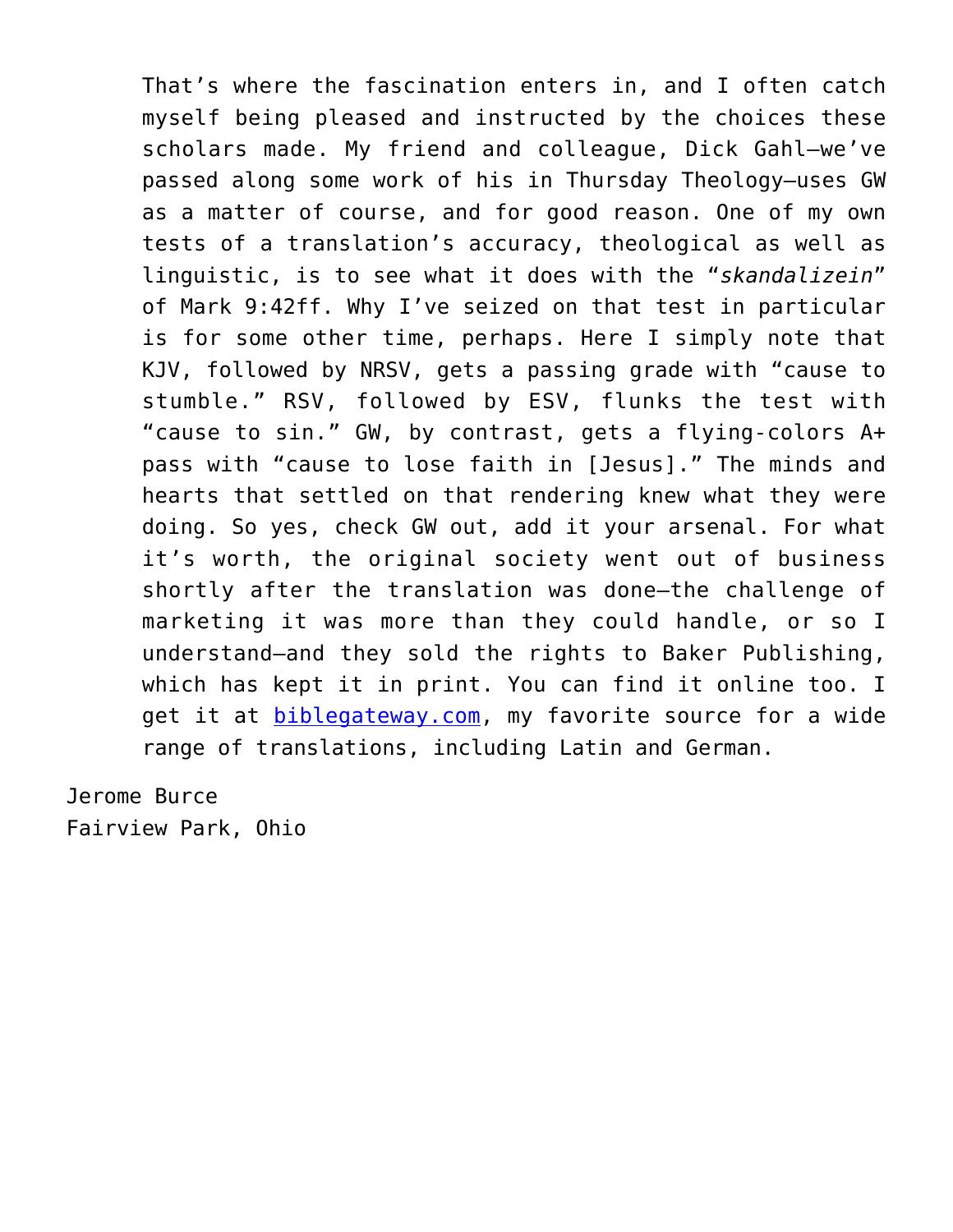That's where the fascination enters in, and I often catch myself being pleased and instructed by the choices these scholars made. My friend and colleague, Dick Gahl—we've passed along some work of his in Thursday Theology—uses GW as a matter of course, and for good reason. One of my own tests of a translation's accuracy, theological as well as linguistic, is to see what it does with the "*skandalizein*" of Mark 9:42ff. Why I've seized on that test in particular is for some other time, perhaps. Here I simply note that KJV, followed by NRSV, gets a passing grade with "cause to stumble." RSV, followed by ESV, flunks the test with "cause to sin." GW, by contrast, gets a flying-colors A+ pass with "cause to lose faith in [Jesus]." The minds and hearts that settled on that rendering knew what they were doing. So yes, check GW out, add it your arsenal. For what it's worth, the original society went out of business shortly after the translation was done—the challenge of marketing it was more than they could handle, or so I understand—and they sold the rights to Baker Publishing, which has kept it in print. You can find it online too. I get it at [biblegateway.com](biblegateway.com), my favorite source for a wide range of translations, including Latin and German.

Jerome Burce
Fairview Park, Ohio